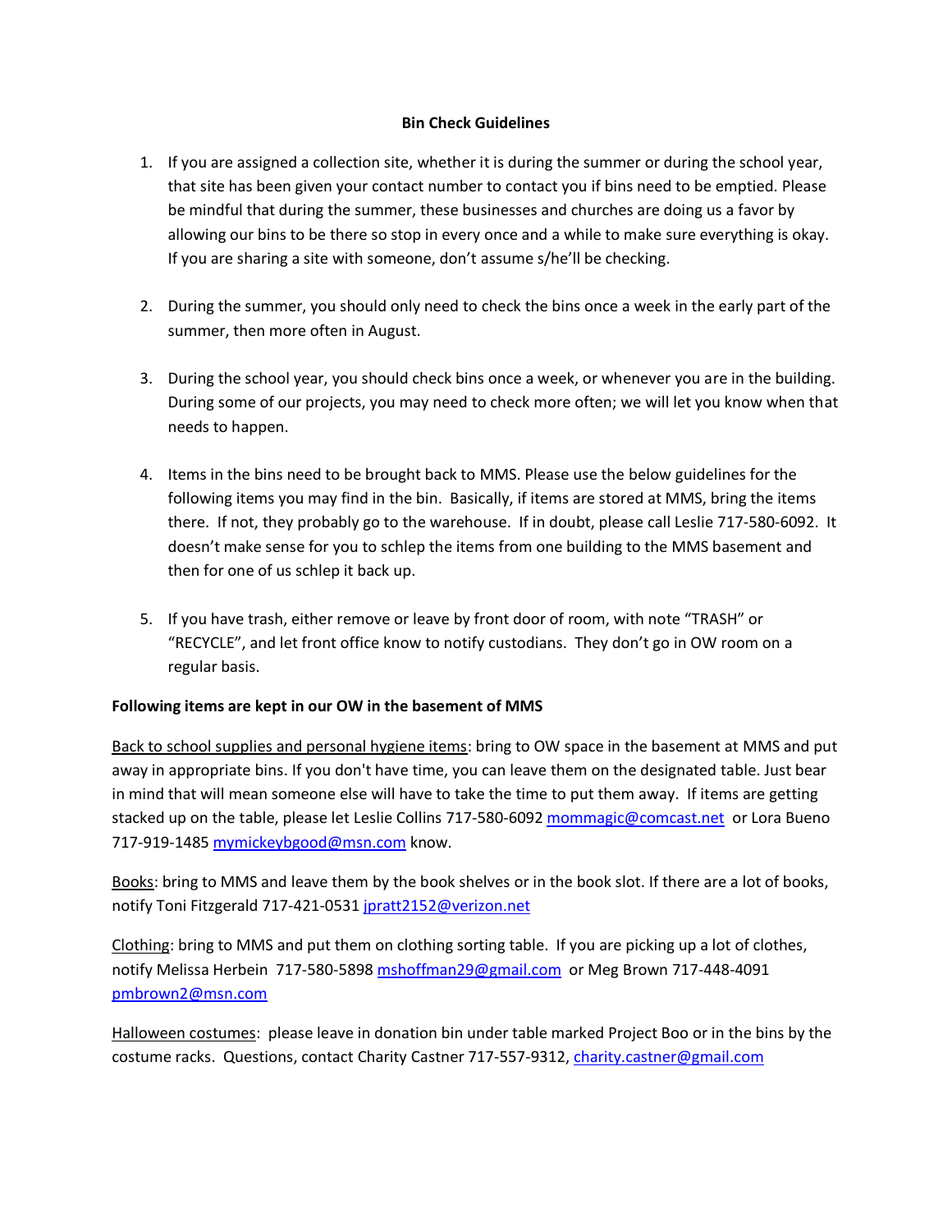**Bin Check Guidelines**

1. If you are assigned a collection site, whether it is during the summer or during the school year, that site has been given your contact number to contact you if bins need to be emptied. Please be mindful that during the summer, these businesses and churches are doing us a favor by allowing our bins to be there so stop in every once and a while to make sure everything is okay. If you are sharing a site with someone, don't assume s/he'll be checking.

2. During the summer, you should only need to check the bins once a week in the early part of the summer, then more often in August.

3. During the school year, you should check bins once a week, or whenever you are in the building. During some of our projects, you may need to check more often; we will let you know when that needs to happen.

4. Items in the bins need to be brought back to MMS. Please use the below guidelines for the following items you may find in the bin. Basically, if items are stored at MMS, bring the items there. If not, they probably go to the warehouse. If in doubt, please call Leslie 717-580-6092. It doesn't make sense for you to schlep the items from one building to the MMS basement and then for one of us schlep it back up.

5. If you have trash, either remove or leave by front door of room, with note "TRASH" or "RECYCLE", and let front office know to notify custodians. They don't go in OW room on a regular basis.

**Following items are kept in our OW in the basement of MMS**

Back to school supplies and personal hygiene items: bring to OW space in the basement at MMS and put away in appropriate bins. If you don't have time, you can leave them on the designated table. Just bear in mind that will mean someone else will have to take the time to put them away. If items are getting stacked up on the table, please let Leslie Collins 717-580-6092 mommagic@comcast.net or Lora Bueno 717-919-1485 mymickeybgood@msn.com know.

Books: bring to MMS and leave them by the book shelves or in the book slot. If there are a lot of books, notify Toni Fitzgerald 717-421-0531 jpratt2152@verizon.net

Clothing: bring to MMS and put them on clothing sorting table. If you are picking up a lot of clothes, notify Melissa Herbein 717-580-5898 mshoffman29@gmail.com or Meg Brown 717-448-4091 pmbrown2@msn.com

Halloween costumes: please leave in donation bin under table marked Project Boo or in the bins by the costume racks. Questions, contact Charity Castner 717-557-9312, charity.castner@gmail.com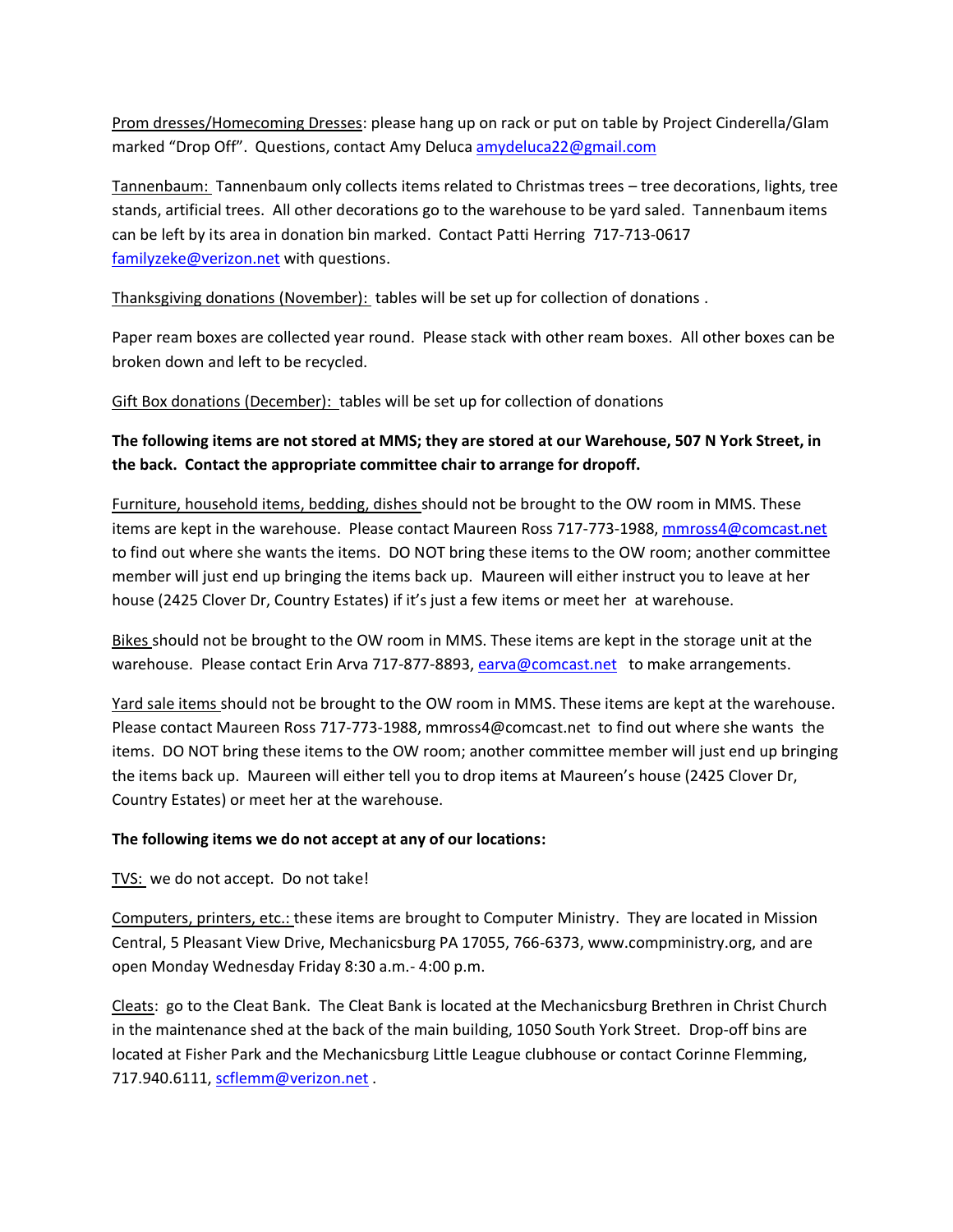Prom dresses/Homecoming Dresses: please hang up on rack or put on table by Project Cinderella/Glam marked "Drop Off". Questions, contact Amy Deluca amydeluca22@gmail.com

Tannenbaum: Tannenbaum only collects items related to Christmas trees – tree decorations, lights, tree stands, artificial trees. All other decorations go to the warehouse to be yard saled. Tannenbaum items can be left by its area in donation bin marked. Contact Patti Herring 717-713-0617 familyzeke@verizon.net with questions.

Thanksgiving donations (November): tables will be set up for collection of donations .

Paper ream boxes are collected year round. Please stack with other ream boxes. All other boxes can be broken down and left to be recycled.

Gift Box donations (December): tables will be set up for collection of donations

**The following items are not stored at MMS; they are stored at our Warehouse, 507 N York Street, in the back. Contact the appropriate committee chair to arrange for dropoff.**

Furniture, household items, bedding, dishes should not be brought to the OW room in MMS. These items are kept in the warehouse. Please contact Maureen Ross 717-773-1988, mmross4@comcast.net to find out where she wants the items. DO NOT bring these items to the OW room; another committee member will just end up bringing the items back up. Maureen will either instruct you to leave at her house (2425 Clover Dr, Country Estates) if it's just a few items or meet her at warehouse.

Bikes should not be brought to the OW room in MMS. These items are kept in the storage unit at the warehouse. Please contact Erin Arva 717-877-8893, earva@comcast.net to make arrangements.

Yard sale items should not be brought to the OW room in MMS. These items are kept at the warehouse. Please contact Maureen Ross 717-773-1988, mmross4@comcast.net to find out where she wants the items. DO NOT bring these items to the OW room; another committee member will just end up bringing the items back up. Maureen will either tell you to drop items at Maureen's house (2425 Clover Dr, Country Estates) or meet her at the warehouse.

**The following items we do not accept at any of our locations:**

TVS: we do not accept. Do not take!

Computers, printers, etc.: these items are brought to Computer Ministry. They are located in Mission Central, 5 Pleasant View Drive, Mechanicsburg PA 17055, 766-6373, www.compministry.org, and are open Monday Wednesday Friday 8:30 a.m.- 4:00 p.m.

Cleats: go to the Cleat Bank. The Cleat Bank is located at the Mechanicsburg Brethren in Christ Church in the maintenance shed at the back of the main building, 1050 South York Street. Drop-off bins are located at Fisher Park and the Mechanicsburg Little League clubhouse or contact Corinne Flemming, 717.940.6111, scflemm@verizon.net .